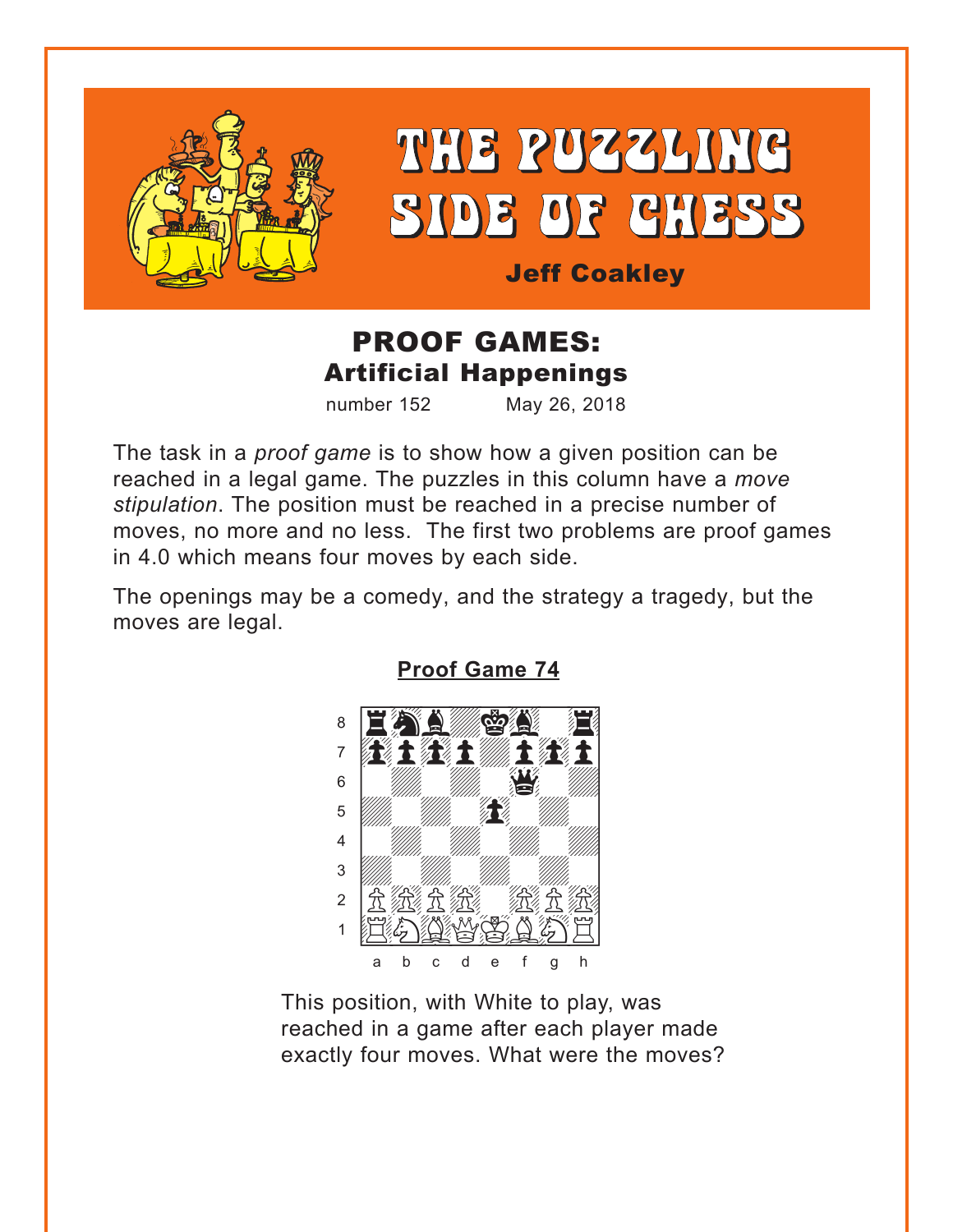# THE PUZZLING SIDE OF CHESS

**Jeff Coakley**

## PROOF GAMES:
### Artificial Happenings

number 152 May 26, 2018

The task in a *proof game* is to show how a given position can be reached in a legal game. The puzzles in this column have a *move stipulation*. The position must be reached in a precise number of moves, no more and no less. The first two problems are proof games in 4.0 which means four moves by each side.

The openings may be a comedy, and the strategy a tragedy, but the moves are legal.

**Proof Game 74**

This position, with White to play, was reached in a game after each player made exactly four moves. What were the moves?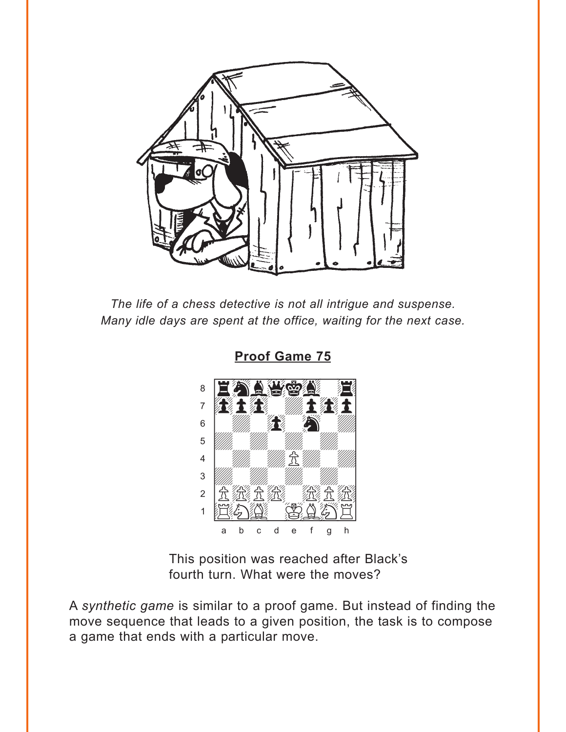*The life of a chess detective is not all intrigue and suspense.*
*Many idle days are spent at the office, waiting for the next case.*

## Proof Game 75

This position was reached after Black's fourth turn. What were the moves?

A *synthetic game* is similar to a proof game. But instead of finding the move sequence that leads to a given position, the task is to compose a game that ends with a particular move.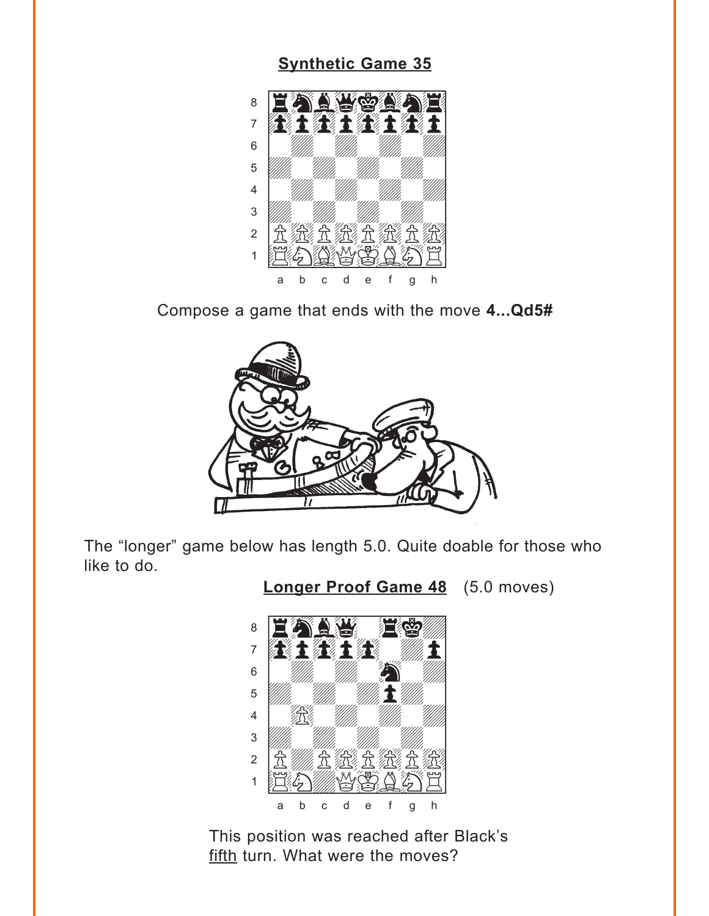**Synthetic Game 35**

Compose a game that ends with the move **4...Qd5#**

The “longer” game below has length 5.0. Quite doable for those who like to do.

**Longer Proof Game 48** (5.0 moves)

This position was reached after Black’s fifth turn. What were the moves?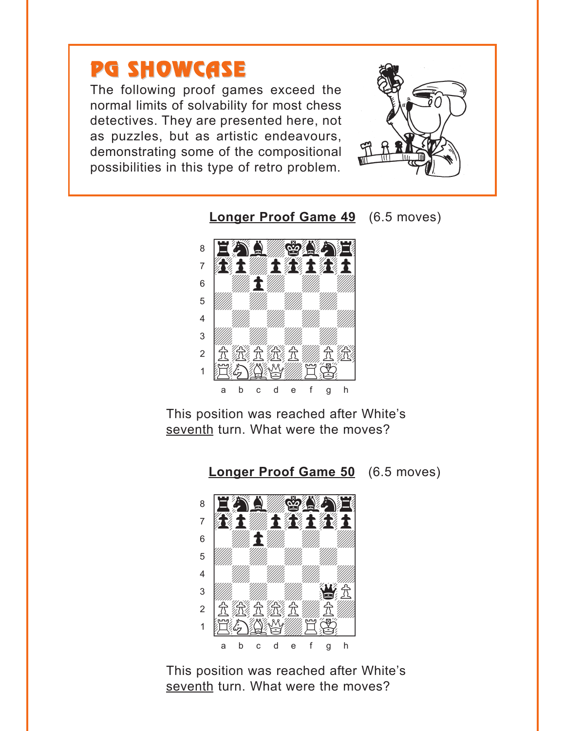# PG SHOWCASE

The following proof games exceed the normal limits of solvability for most chess detectives. They are presented here, not as puzzles, but as artistic endeavours, demonstrating some of the compositional possibilities in this type of retro problem.

**Longer Proof Game 49** (6.5 moves)

This position was reached after White's seventh turn. What were the moves?

**Longer Proof Game 50** (6.5 moves)

This position was reached after White's seventh turn. What were the moves?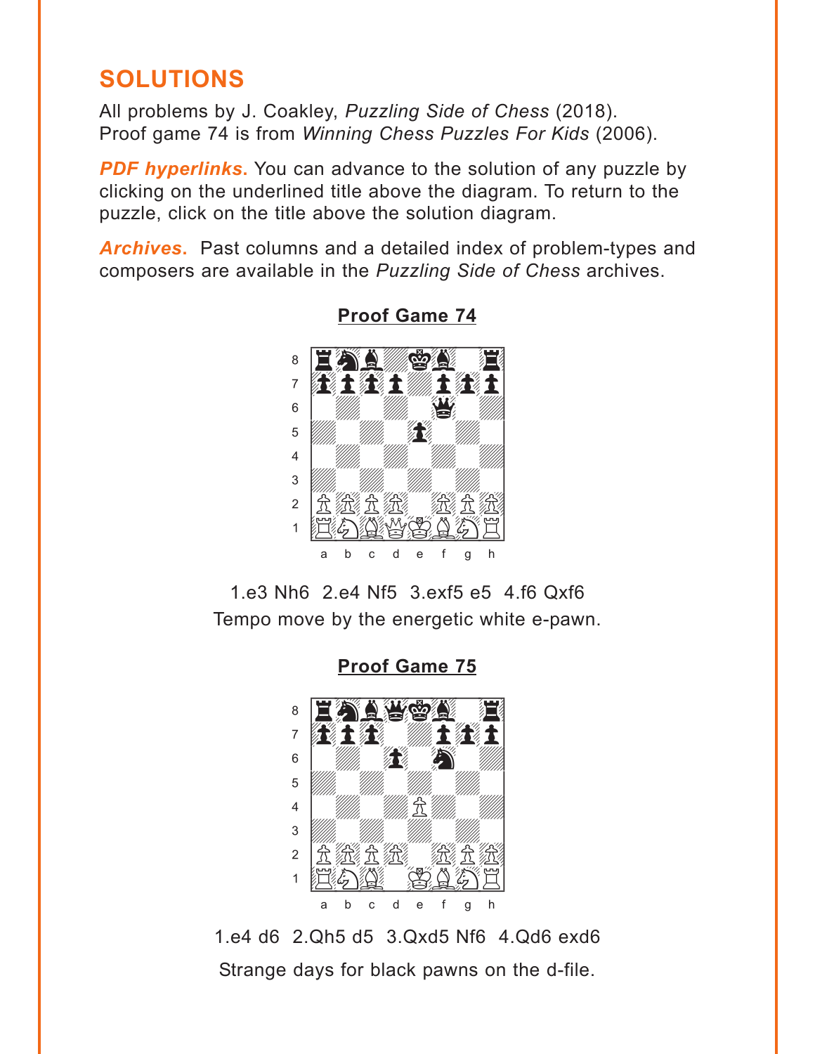## SOLUTIONS

All problems by J. Coakley, *Puzzling Side of Chess* (2018).
Proof game 74 is from *Winning Chess Puzzles For Kids* (2006).

***PDF hyperlinks.*** You can advance to the solution of any puzzle by clicking on the underlined title above the diagram. To return to the puzzle, click on the title above the solution diagram.

***Archives.*** Past columns and a detailed index of problem-types and composers are available in the *Puzzling Side of Chess* archives.

### Proof Game 74

1.e3 Nh6 2.e4 Nf5 3.exf5 e5 4.f6 Qxf6
Tempo move by the energetic white e-pawn.

### Proof Game 75

1.e4 d6 2.Qh5 d5 3.Qxd5 Nf6 4.Qd6 exd6
Strange days for black pawns on the d-file.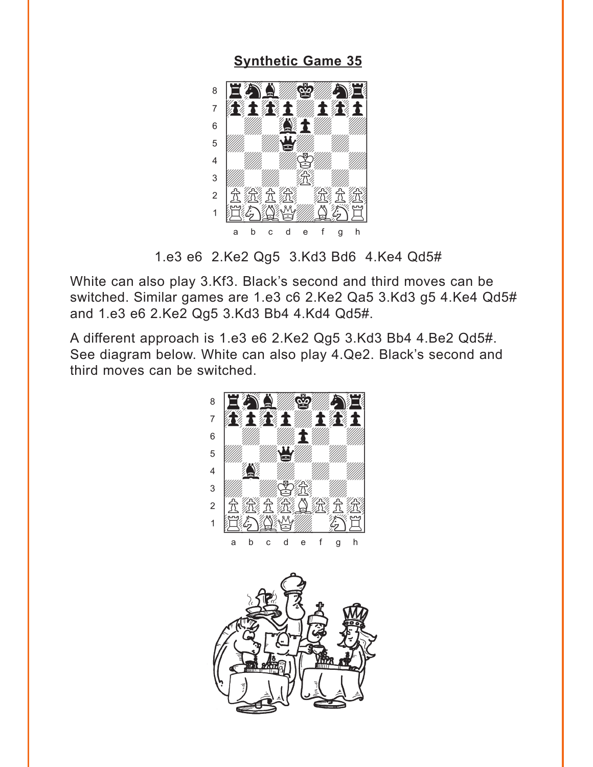## Synthetic Game 35

1.e3 e6 2.Ke2 Qg5 3.Kd3 Bd6 4.Ke4 Qd5#

White can also play 3.Kf3. Black's second and third moves can be switched. Similar games are 1.e3 c6 2.Ke2 Qa5 3.Kd3 g5 4.Ke4 Qd5# and 1.e3 e6 2.Ke2 Qg5 3.Kd3 Bb4 4.Kd4 Qd5#.

A different approach is 1.e3 e6 2.Ke2 Qg5 3.Kd3 Bb4 4.Be2 Qd5#. See diagram below. White can also play 4.Qe2. Black's second and third moves can be switched.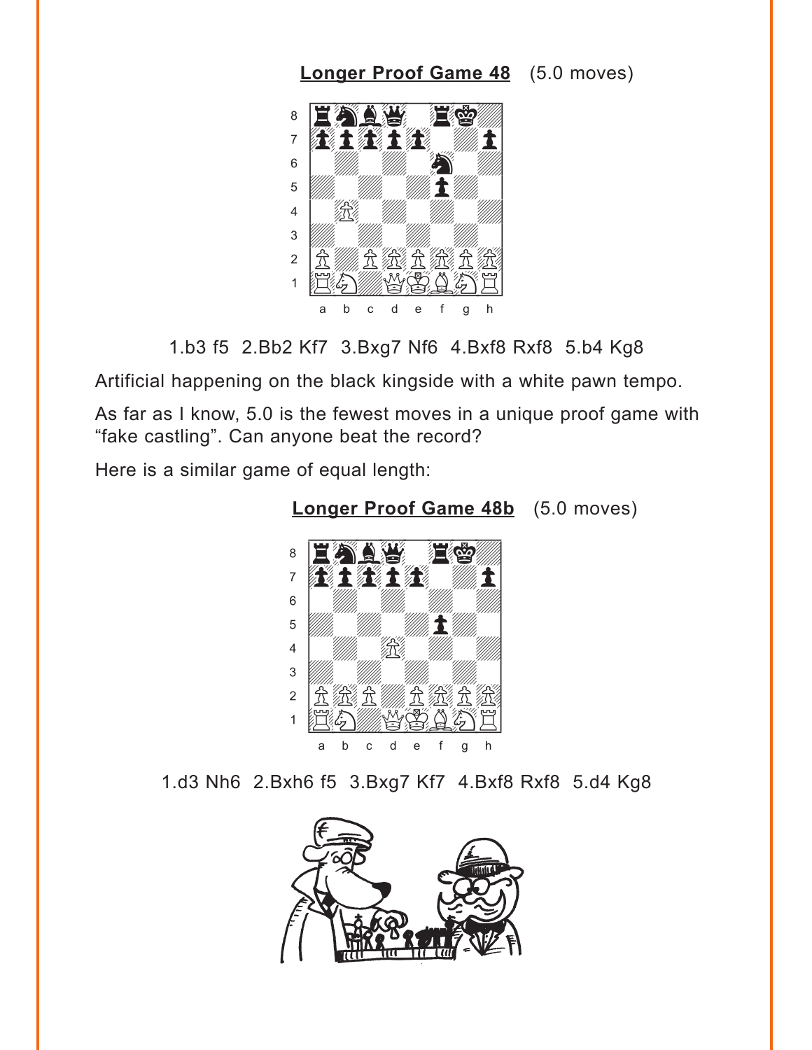**Longer Proof Game 48** (5.0 moves)

1.b3 f5 2.Bb2 Kf7 3.Bxg7 Nf6 4.Bxf8 Rxf8 5.b4 Kg8

Artificial happening on the black kingside with a white pawn tempo.

As far as I know, 5.0 is the fewest moves in a unique proof game with "fake castling". Can anyone beat the record?

Here is a similar game of equal length:

**Longer Proof Game 48b** (5.0 moves)

1.d3 Nh6 2.Bxh6 f5 3.Bxg7 Kf7 4.Bxf8 Rxf8 5.d4 Kg8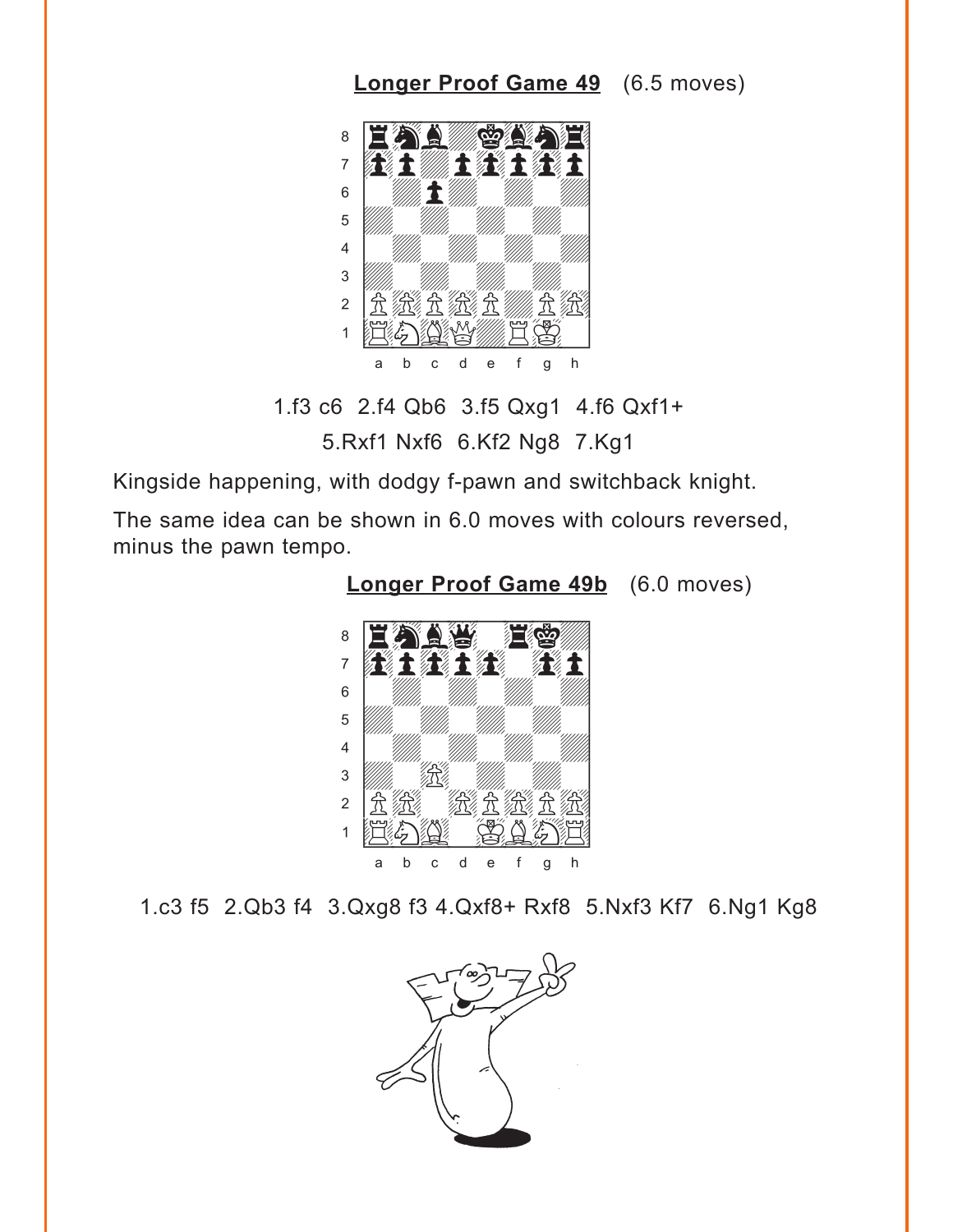**Longer Proof Game 49** (6.5 moves)

1.f3 c6 2.f4 Qb6 3.f5 Qxg1 4.f6 Qxf1+
5.Rxf1 Nxf6 6.Kf2 Ng8 7.Kg1

Kingside happening, with dodgy f-pawn and switchback knight.

The same idea can be shown in 6.0 moves with colours reversed, minus the pawn tempo.

**Longer Proof Game 49b** (6.0 moves)

1.c3 f5 2.Qb3 f4 3.Qxg8 f3 4.Qxf8+ Rxf8 5.Nxf3 Kf7 6.Ng1 Kg8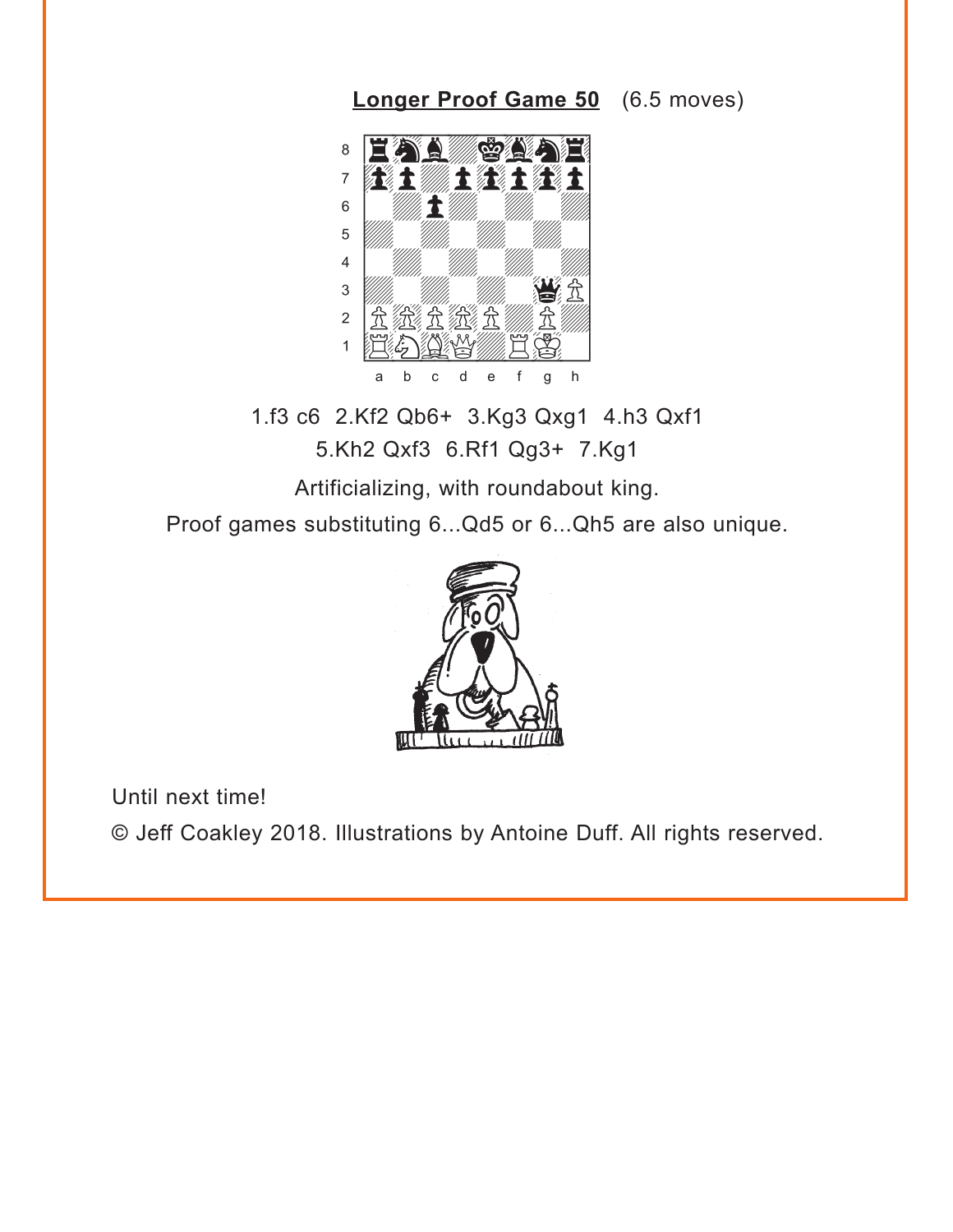**Longer Proof Game 50** (6.5 moves)

1.f3 c6 2.Kf2 Qb6+ 3.Kg3 Qxg1 4.h3 Qxf1
5.Kh2 Qxf3 6.Rf1 Qg3+ 7.Kg1

Artificializing, with roundabout king.

Proof games substituting 6...Qd5 or 6...Qh5 are also unique.

Until next time!

© Jeff Coakley 2018. Illustrations by Antoine Duff. All rights reserved.